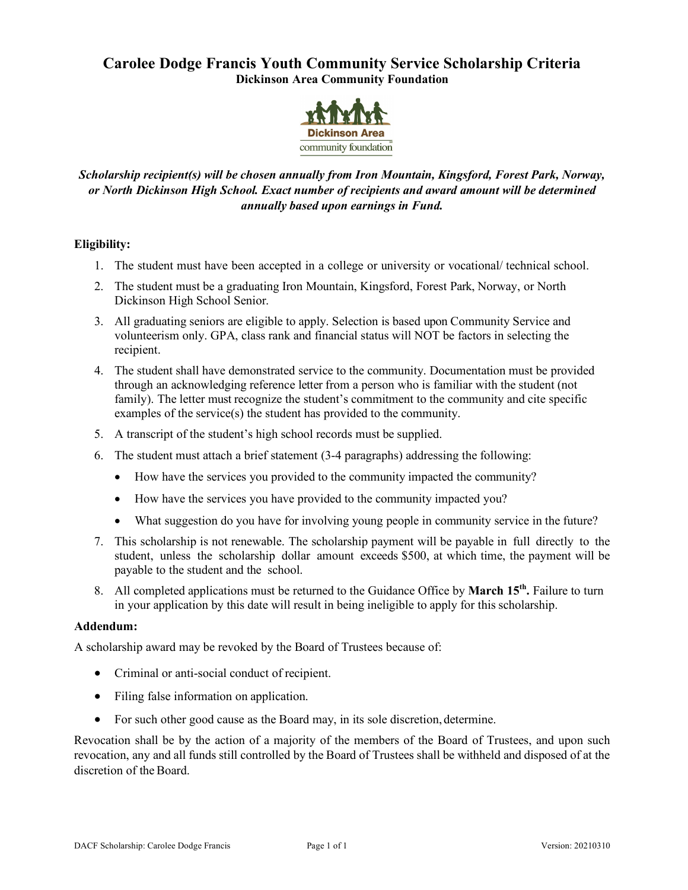# Carolee Dodge Francis Youth Community Service Scholarship Criteria

## Dickinson Area Community Foundation

***Scholarship recipient(s) will be chosen annually from Iron Mountain, Kingsford, Forest Park, Norway, or North Dickinson High School. Exact number of recipients and award amount will be determined annually based upon earnings in Fund.***

**Eligibility:**

1. The student must have been accepted in a college or university or vocational/ technical school.
2. The student must be a graduating Iron Mountain, Kingsford, Forest Park, Norway, or North Dickinson High School Senior.
3. All graduating seniors are eligible to apply. Selection is based upon Community Service and volunteerism only. GPA, class rank and financial status will NOT be factors in selecting the recipient.
4. The student shall have demonstrated service to the community. Documentation must be provided through an acknowledging reference letter from a person who is familiar with the student (not family). The letter must recognize the student's commitment to the community and cite specific examples of the service(s) the student has provided to the community.
5. A transcript of the student's high school records must be supplied.
6. The student must attach a brief statement (3-4 paragraphs) addressing the following:
   - How have the services you provided to the community impacted the community?
   - How have the services you have provided to the community impacted you?
   - What suggestion do you have for involving young people in community service in the future?
7. This scholarship is not renewable. The scholarship payment will be payable in full directly to the student, unless the scholarship dollar amount exceeds $500, at which time, the payment will be payable to the student and the school.
8. All completed applications must be returned to the Guidance Office by **March 15th.** Failure to turn in your application by this date will result in being ineligible to apply for this scholarship.

**Addendum:**

A scholarship award may be revoked by the Board of Trustees because of:

- Criminal or anti-social conduct of recipient.
- Filing false information on application.
- For such other good cause as the Board may, in its sole discretion, determine.

Revocation shall be by the action of a majority of the members of the Board of Trustees, and upon such revocation, any and all funds still controlled by the Board of Trustees shall be withheld and disposed of at the discretion of the Board.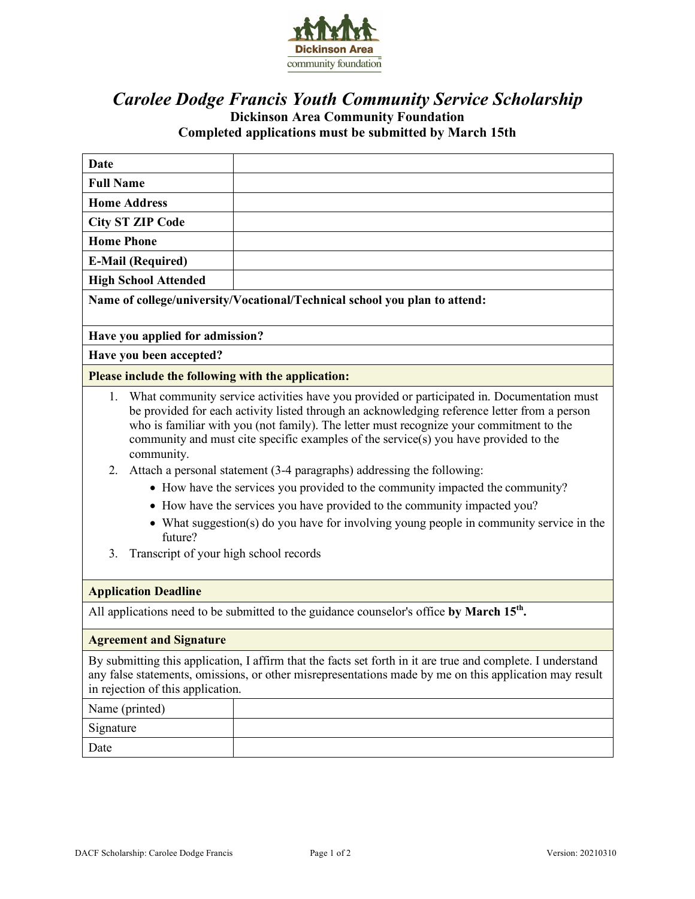# *Carolee Dodge Francis Youth Community Service Scholarship*

**Dickinson Area Community Foundation**
**Completed applications must be submitted by March 15th**

| **Date** | |
|---|---|
| **Full Name** | |
| **Home Address** | |
| **City ST ZIP Code** | |
| **Home Phone** | |
| **E-Mail (Required)** | |
| **High School Attended** | |

**Name of college/university/Vocational/Technical school you plan to attend:**

**Have you applied for admission?**

**Have you been accepted?**

**Please include the following with the application:**

1. What community service activities have you provided or participated in. Documentation must be provided for each activity listed through an acknowledging reference letter from a person who is familiar with you (not family). The letter must recognize your commitment to the community and must cite specific examples of the service(s) you have provided to the community.
2. Attach a personal statement (3-4 paragraphs) addressing the following:
   - How have the services you provided to the community impacted the community?
   - How have the services you have provided to the community impacted you?
   - What suggestion(s) do you have for involving young people in community service in the future?
3. Transcript of your high school records

**Application Deadline**

All applications need to be submitted to the guidance counselor's office **by March 15th.**

**Agreement and Signature**

By submitting this application, I affirm that the facts set forth in it are true and complete. I understand any false statements, omissions, or other misrepresentations made by me on this application may result in rejection of this application.

| Name (printed) | |
|---|---|
| Signature | |
| Date | |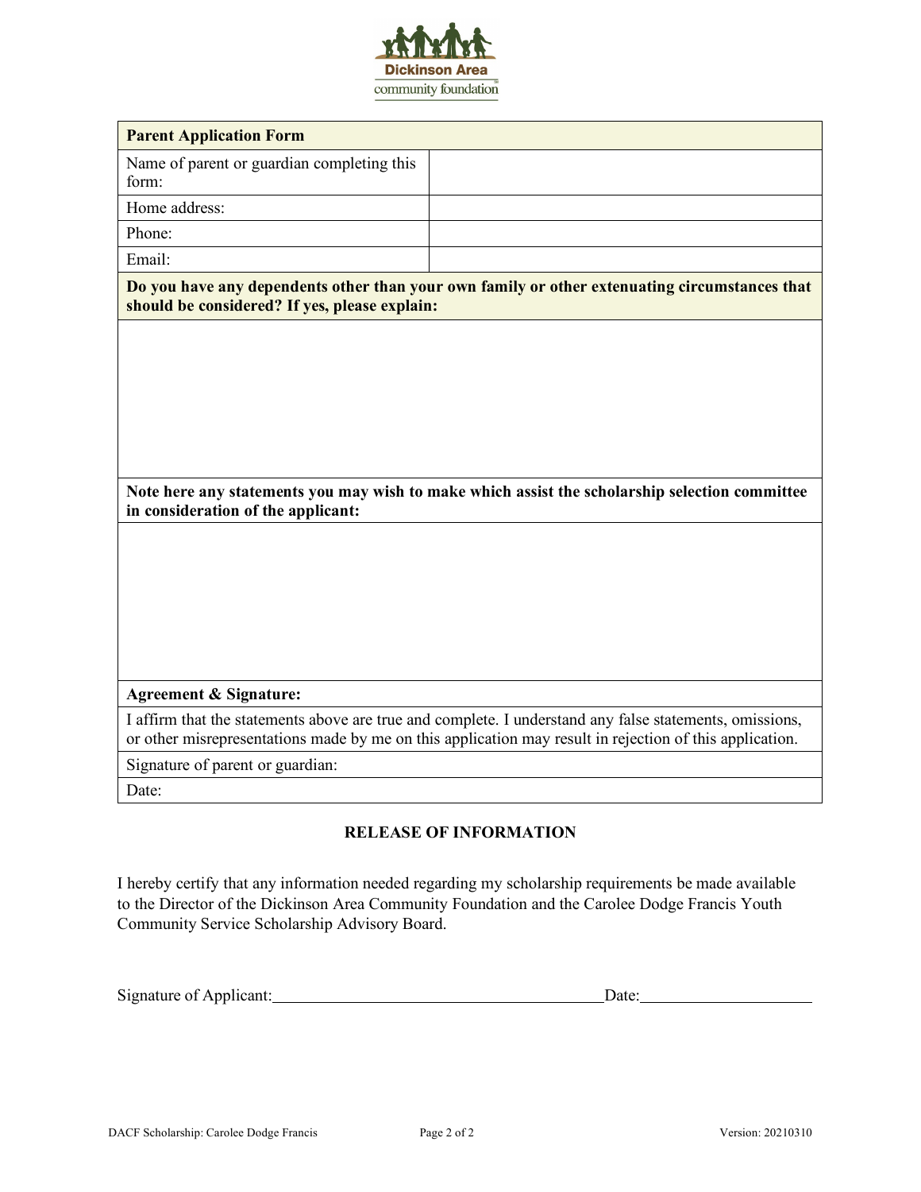Dickinson Area
community foundation

| Parent Application Form | |
|---|---|
| Name of parent or guardian completing this form: | |
| Home address: | |
| Phone: | |
| Email: | |

**Do you have any dependents other than your own family or other extenuating circumstances that should be considered? If yes, please explain:**

**Note here any statements you may wish to make which assist the scholarship selection committee in consideration of the applicant:**

**Agreement & Signature:**

I affirm that the statements above are true and complete. I understand any false statements, omissions, or other misrepresentations made by me on this application may result in rejection of this application.

Signature of parent or guardian:

Date:

**RELEASE OF INFORMATION**

I hereby certify that any information needed regarding my scholarship requirements be made available to the Director of the Dickinson Area Community Foundation and the Carolee Dodge Francis Youth Community Service Scholarship Advisory Board.

Signature of Applicant:________________________________________Date:____________________